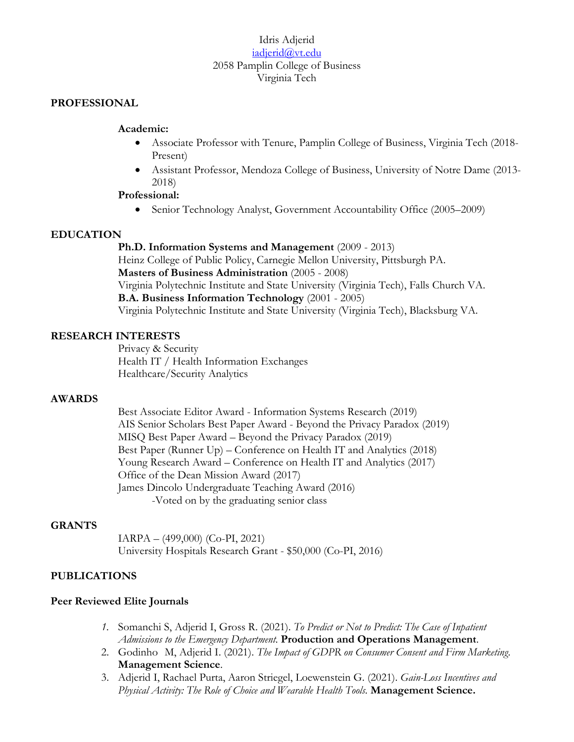Idris Adjerid
iadjerid@vt.edu
2058 Pamplin College of Business
Virginia Tech

## PROFESSIONAL

**Academic:**

- Associate Professor with Tenure, Pamplin College of Business, Virginia Tech (2018-Present)
- Assistant Professor, Mendoza College of Business, University of Notre Dame (2013-2018)

**Professional:**

- Senior Technology Analyst, Government Accountability Office (2005–2009)

## EDUCATION

**Ph.D. Information Systems and Management** (2009 - 2013)
Heinz College of Public Policy, Carnegie Mellon University, Pittsburgh PA.
**Masters of Business Administration** (2005 - 2008)
Virginia Polytechnic Institute and State University (Virginia Tech), Falls Church VA.
**B.A. Business Information Technology** (2001 - 2005)
Virginia Polytechnic Institute and State University (Virginia Tech), Blacksburg VA.

## RESEARCH INTERESTS

Privacy & Security
Health IT / Health Information Exchanges
Healthcare/Security Analytics

## AWARDS

Best Associate Editor Award - Information Systems Research (2019)
AIS Senior Scholars Best Paper Award - Beyond the Privacy Paradox (2019)
MISQ Best Paper Award – Beyond the Privacy Paradox (2019)
Best Paper (Runner Up) – Conference on Health IT and Analytics (2018)
Young Research Award – Conference on Health IT and Analytics (2017)
Office of the Dean Mission Award (2017)
James Dincolo Undergraduate Teaching Award (2016)
-Voted on by the graduating senior class

## GRANTS

IARPA – (499,000) (Co-PI, 2021)
University Hospitals Research Grant - $50,000 (Co-PI, 2016)

## PUBLICATIONS

### Peer Reviewed Elite Journals

1. Somanchi S, Adjerid I, Gross R. (2021). *To Predict or Not to Predict: The Case of Inpatient Admissions to the Emergency Department.* **Production and Operations Management**.
2. Godinho M, Adjerid I. (2021). *The Impact of GDPR on Consumer Consent and Firm Marketing.* **Management Science**.
3. Adjerid I, Rachael Purta, Aaron Striegel, Loewenstein G. (2021). *Gain-Loss Incentives and Physical Activity: The Role of Choice and Wearable Health Tools.* **Management Science.**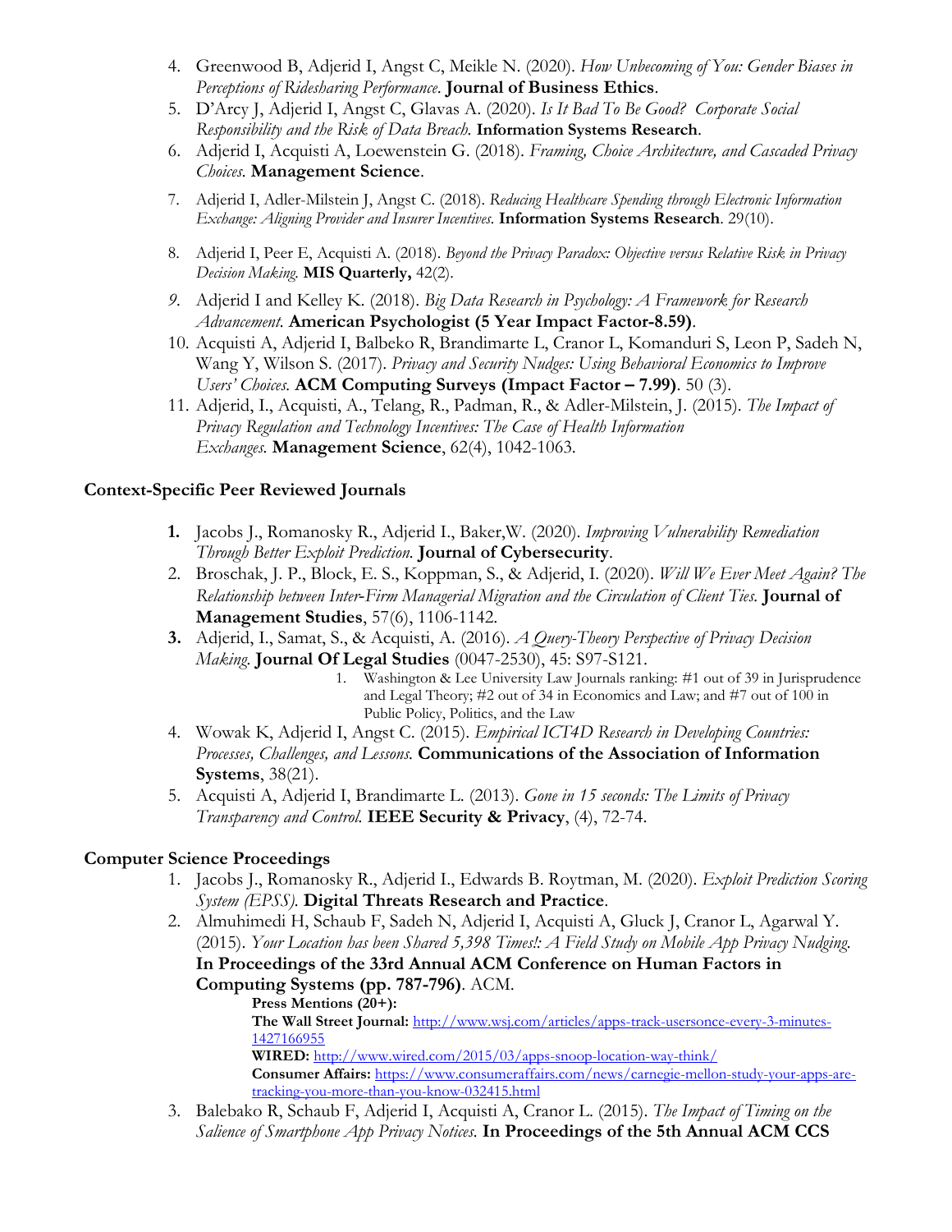4. Greenwood B, Adjerid I, Angst C, Meikle N. (2020). *How Unbecoming of You: Gender Biases in Perceptions of Ridesharing Performance*. **Journal of Business Ethics**.
5. D'Arcy J, Adjerid I, Angst C, Glavas A. (2020). *Is It Bad To Be Good? Corporate Social Responsibility and the Risk of Data Breach.* **Information Systems Research**.
6. Adjerid I, Acquisti A, Loewenstein G. (2018). *Framing, Choice Architecture, and Cascaded Privacy Choices.* **Management Science**.
7. Adjerid I, Adler-Milstein J, Angst C. (2018). *Reducing Healthcare Spending through Electronic Information Exchange: Aligning Provider and Insurer Incentives.* **Information Systems Research**. 29(10).
8. Adjerid I, Peer E, Acquisti A. (2018). *Beyond the Privacy Paradox: Objective versus Relative Risk in Privacy Decision Making.* **MIS Quarterly,** 42(2).
9. Adjerid I and Kelley K. (2018). *Big Data Research in Psychology: A Framework for Research Advancement*. **American Psychologist (5 Year Impact Factor-8.59)**.
10. Acquisti A, Adjerid I, Balbeko R, Brandimarte L, Cranor L, Komanduri S, Leon P, Sadeh N, Wang Y, Wilson S. (2017). *Privacy and Security Nudges: Using Behavioral Economics to Improve Users' Choices.* **ACM Computing Surveys (Impact Factor – 7.99)**. 50 (3).
11. Adjerid, I., Acquisti, A., Telang, R., Padman, R., & Adler-Milstein, J. (2015). *The Impact of Privacy Regulation and Technology Incentives: The Case of Health Information Exchanges.* **Management Science**, 62(4), 1042-1063.

### Context-Specific Peer Reviewed Journals

1. Jacobs J., Romanosky R., Adjerid I., Baker,W. (2020). *Improving Vulnerability Remediation Through Better Exploit Prediction.* **Journal of Cybersecurity**.
2. Broschak, J. P., Block, E. S., Koppman, S., & Adjerid, I. (2020). *Will We Ever Meet Again? The Relationship between Inter-Firm Managerial Migration and the Circulation of Client Ties.* **Journal of Management Studies**, 57(6), 1106-1142.
3. Adjerid, I., Samat, S., & Acquisti, A. (2016). *A Query-Theory Perspective of Privacy Decision Making.* **Journal Of Legal Studies** (0047-2530), 45: S97-S121.
    1. Washington & Lee University Law Journals ranking: #1 out of 39 in Jurisprudence and Legal Theory; #2 out of 34 in Economics and Law; and #7 out of 100 in Public Policy, Politics, and the Law
4. Wowak K, Adjerid I, Angst C. (2015). *Empirical ICT4D Research in Developing Countries: Processes, Challenges, and Lessons.* **Communications of the Association of Information Systems**, 38(21).
5. Acquisti A, Adjerid I, Brandimarte L. (2013). *Gone in 15 seconds: The Limits of Privacy Transparency and Control.* **IEEE Security & Privacy**, (4), 72-74.

### Computer Science Proceedings

1. Jacobs J., Romanosky R., Adjerid I., Edwards B. Roytman, M. (2020). *Exploit Prediction Scoring System (EPSS).* **Digital Threats Research and Practice**.
2. Almuhimedi H, Schaub F, Sadeh N, Adjerid I, Acquisti A, Gluck J, Cranor L, Agarwal Y. (2015). *Your Location has been Shared 5,398 Times!: A Field Study on Mobile App Privacy Nudging.* **In Proceedings of the 33rd Annual ACM Conference on Human Factors in Computing Systems (pp. 787-796)**. ACM.
    - **Press Mentions (20+):**
    - **The Wall Street Journal:** http://www.wsj.com/articles/apps-track-usersonce-every-3-minutes-1427166955
    - **WIRED:** http://www.wired.com/2015/03/apps-snoop-location-way-think/
    - **Consumer Affairs:** https://www.consumeraffairs.com/news/carnegie-mellon-study-your-apps-are-tracking-you-more-than-you-know-032415.html
3. Balebako R, Schaub F, Adjerid I, Acquisti A, Cranor L. (2015). *The Impact of Timing on the Salience of Smartphone App Privacy Notices.* **In Proceedings of the 5th Annual ACM CCS**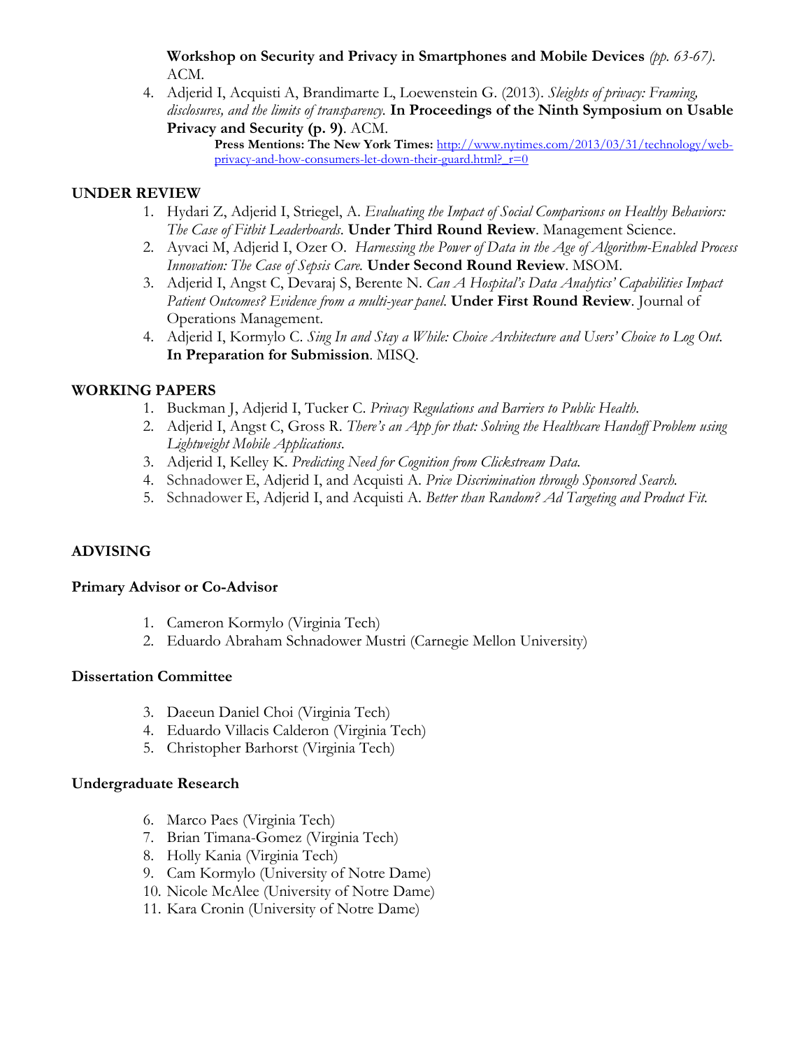**Workshop on Security and Privacy in Smartphones and Mobile Devices** *(pp. 63-67)*. ACM.

4. Adjerid I, Acquisti A, Brandimarte L, Loewenstein G. (2013). *Sleights of privacy: Framing, disclosures, and the limits of transparency.* **In Proceedings of the Ninth Symposium on Usable Privacy and Security (p. 9)**. ACM.
   **Press Mentions: The New York Times:** http://www.nytimes.com/2013/03/31/technology/web-privacy-and-how-consumers-let-down-their-guard.html?_r=0

## UNDER REVIEW

1. Hydari Z, Adjerid I, Striegel, A. *Evaluating the Impact of Social Comparisons on Healthy Behaviors: The Case of Fitbit Leaderboards*. **Under Third Round Review**. Management Science.
2. Ayvaci M, Adjerid I, Ozer O. *Harnessing the Power of Data in the Age of Algorithm-Enabled Process Innovation: The Case of Sepsis Care.* **Under Second Round Review**. MSOM.
3. Adjerid I, Angst C, Devaraj S, Berente N. *Can A Hospital's Data Analytics' Capabilities Impact Patient Outcomes? Evidence from a multi-year panel*. **Under First Round Review**. Journal of Operations Management.
4. Adjerid I, Kormylo C. *Sing In and Stay a While: Choice Architecture and Users' Choice to Log Out.* **In Preparation for Submission**. MISQ.

## WORKING PAPERS

1. Buckman J, Adjerid I, Tucker C. *Privacy Regulations and Barriers to Public Health.*
2. Adjerid I, Angst C, Gross R. *There's an App for that: Solving the Healthcare Handoff Problem using Lightweight Mobile Applications*.
3. Adjerid I, Kelley K. *Predicting Need for Cognition from Clickstream Data.*
4. Schnadower E, Adjerid I, and Acquisti A. *Price Discrimination through Sponsored Search.*
5. Schnadower E, Adjerid I, and Acquisti A. *Better than Random? Ad Targeting and Product Fit.*

## ADVISING

### Primary Advisor or Co-Advisor

1. Cameron Kormylo (Virginia Tech)
2. Eduardo Abraham Schnadower Mustri (Carnegie Mellon University)

### Dissertation Committee

3. Daeeun Daniel Choi (Virginia Tech)
4. Eduardo Villacis Calderon (Virginia Tech)
5. Christopher Barhorst (Virginia Tech)

### Undergraduate Research

6. Marco Paes (Virginia Tech)
7. Brian Timana-Gomez (Virginia Tech)
8. Holly Kania (Virginia Tech)
9. Cam Kormylo (University of Notre Dame)
10. Nicole McAlee (University of Notre Dame)
11. Kara Cronin (University of Notre Dame)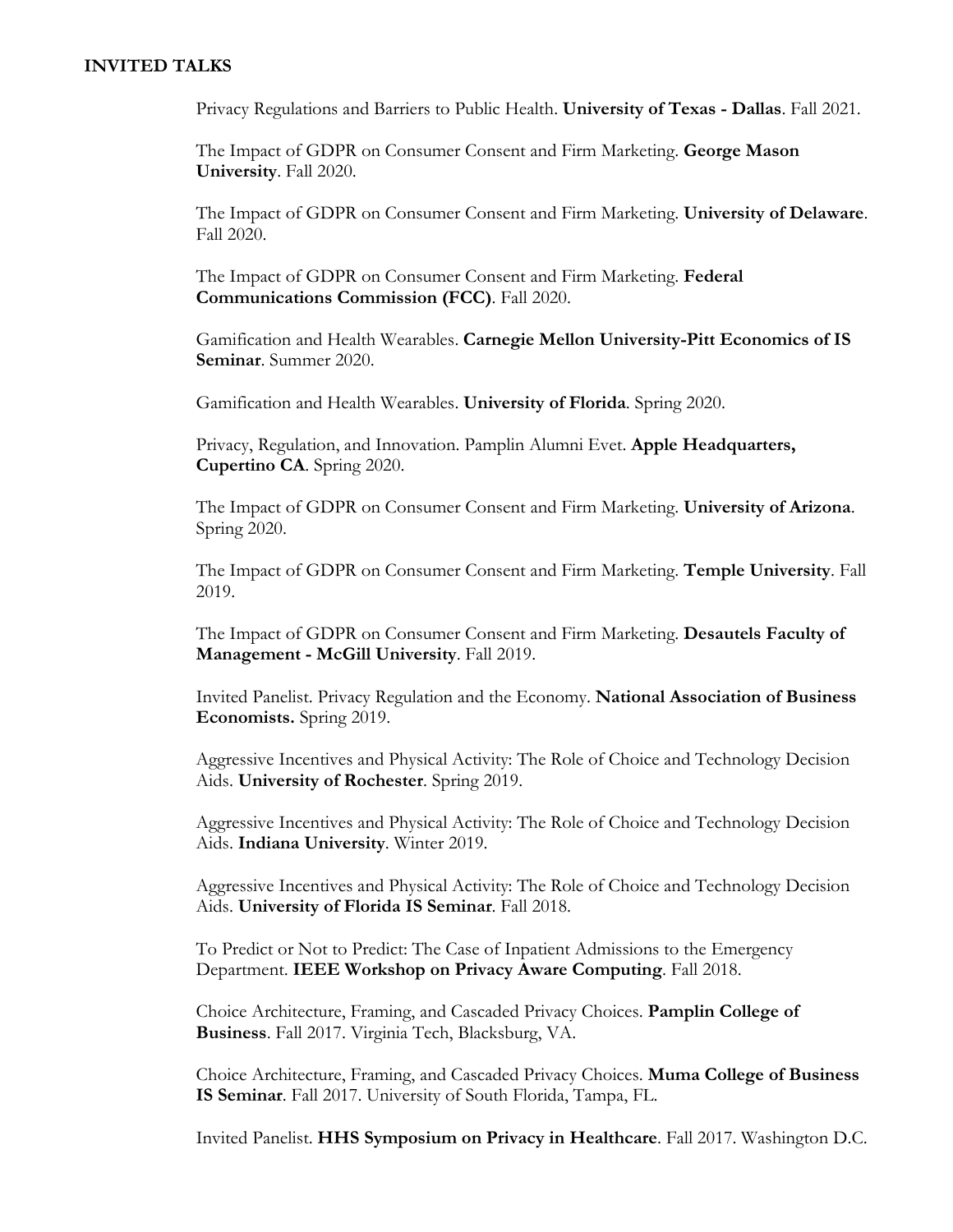## INVITED TALKS

Privacy Regulations and Barriers to Public Health. **University of Texas - Dallas**. Fall 2021.

The Impact of GDPR on Consumer Consent and Firm Marketing. **George Mason University**. Fall 2020.

The Impact of GDPR on Consumer Consent and Firm Marketing. **University of Delaware**. Fall 2020.

The Impact of GDPR on Consumer Consent and Firm Marketing. **Federal Communications Commission (FCC)**. Fall 2020.

Gamification and Health Wearables. **Carnegie Mellon University-Pitt Economics of IS Seminar**. Summer 2020.

Gamification and Health Wearables. **University of Florida**. Spring 2020.

Privacy, Regulation, and Innovation. Pamplin Alumni Evet. **Apple Headquarters, Cupertino CA**. Spring 2020.

The Impact of GDPR on Consumer Consent and Firm Marketing. **University of Arizona**. Spring 2020.

The Impact of GDPR on Consumer Consent and Firm Marketing. **Temple University**. Fall 2019.

The Impact of GDPR on Consumer Consent and Firm Marketing. **Desautels Faculty of Management - McGill University**. Fall 2019.

Invited Panelist. Privacy Regulation and the Economy. **National Association of Business Economists.** Spring 2019.

Aggressive Incentives and Physical Activity: The Role of Choice and Technology Decision Aids. **University of Rochester**. Spring 2019.

Aggressive Incentives and Physical Activity: The Role of Choice and Technology Decision Aids. **Indiana University**. Winter 2019.

Aggressive Incentives and Physical Activity: The Role of Choice and Technology Decision Aids. **University of Florida IS Seminar**. Fall 2018.

To Predict or Not to Predict: The Case of Inpatient Admissions to the Emergency Department. **IEEE Workshop on Privacy Aware Computing**. Fall 2018.

Choice Architecture, Framing, and Cascaded Privacy Choices. **Pamplin College of Business**. Fall 2017. Virginia Tech, Blacksburg, VA.

Choice Architecture, Framing, and Cascaded Privacy Choices. **Muma College of Business IS Seminar**. Fall 2017. University of South Florida, Tampa, FL.

Invited Panelist. **HHS Symposium on Privacy in Healthcare**. Fall 2017. Washington D.C.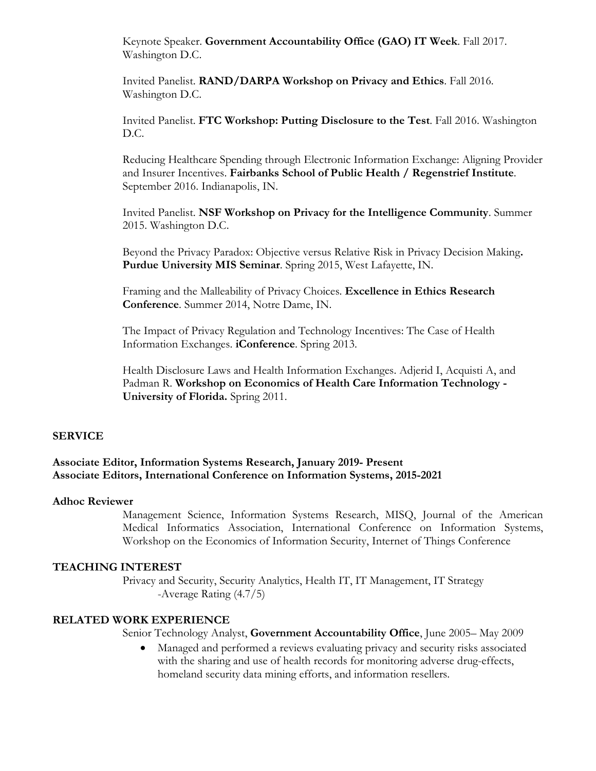Keynote Speaker. **Government Accountability Office (GAO) IT Week**. Fall 2017. Washington D.C.

Invited Panelist. **RAND/DARPA Workshop on Privacy and Ethics**. Fall 2016. Washington D.C.

Invited Panelist. **FTC Workshop: Putting Disclosure to the Test**. Fall 2016. Washington D.C.

Reducing Healthcare Spending through Electronic Information Exchange: Aligning Provider and Insurer Incentives. **Fairbanks School of Public Health / Regenstrief Institute**. September 2016. Indianapolis, IN.

Invited Panelist. **NSF Workshop on Privacy for the Intelligence Community**. Summer 2015. Washington D.C.

Beyond the Privacy Paradox: Objective versus Relative Risk in Privacy Decision Making**.** **Purdue University MIS Seminar**. Spring 2015, West Lafayette, IN.

Framing and the Malleability of Privacy Choices. **Excellence in Ethics Research Conference**. Summer 2014, Notre Dame, IN.

The Impact of Privacy Regulation and Technology Incentives: The Case of Health Information Exchanges. **iConference**. Spring 2013.

Health Disclosure Laws and Health Information Exchanges. Adjerid I, Acquisti A, and Padman R. **Workshop on Economics of Health Care Information Technology - University of Florida.** Spring 2011.

## SERVICE

**Associate Editor, Information Systems Research, January 2019- Present**
**Associate Editors, International Conference on Information Systems, 2015-2021**

**Adhoc Reviewer**

Management Science, Information Systems Research, MISQ, Journal of the American Medical Informatics Association, International Conference on Information Systems, Workshop on the Economics of Information Security, Internet of Things Conference

## TEACHING INTEREST

Privacy and Security, Security Analytics, Health IT, IT Management, IT Strategy
-Average Rating (4.7/5)

## RELATED WORK EXPERIENCE

Senior Technology Analyst, **Government Accountability Office**, June 2005– May 2009

- Managed and performed a reviews evaluating privacy and security risks associated with the sharing and use of health records for monitoring adverse drug-effects, homeland security data mining efforts, and information resellers.